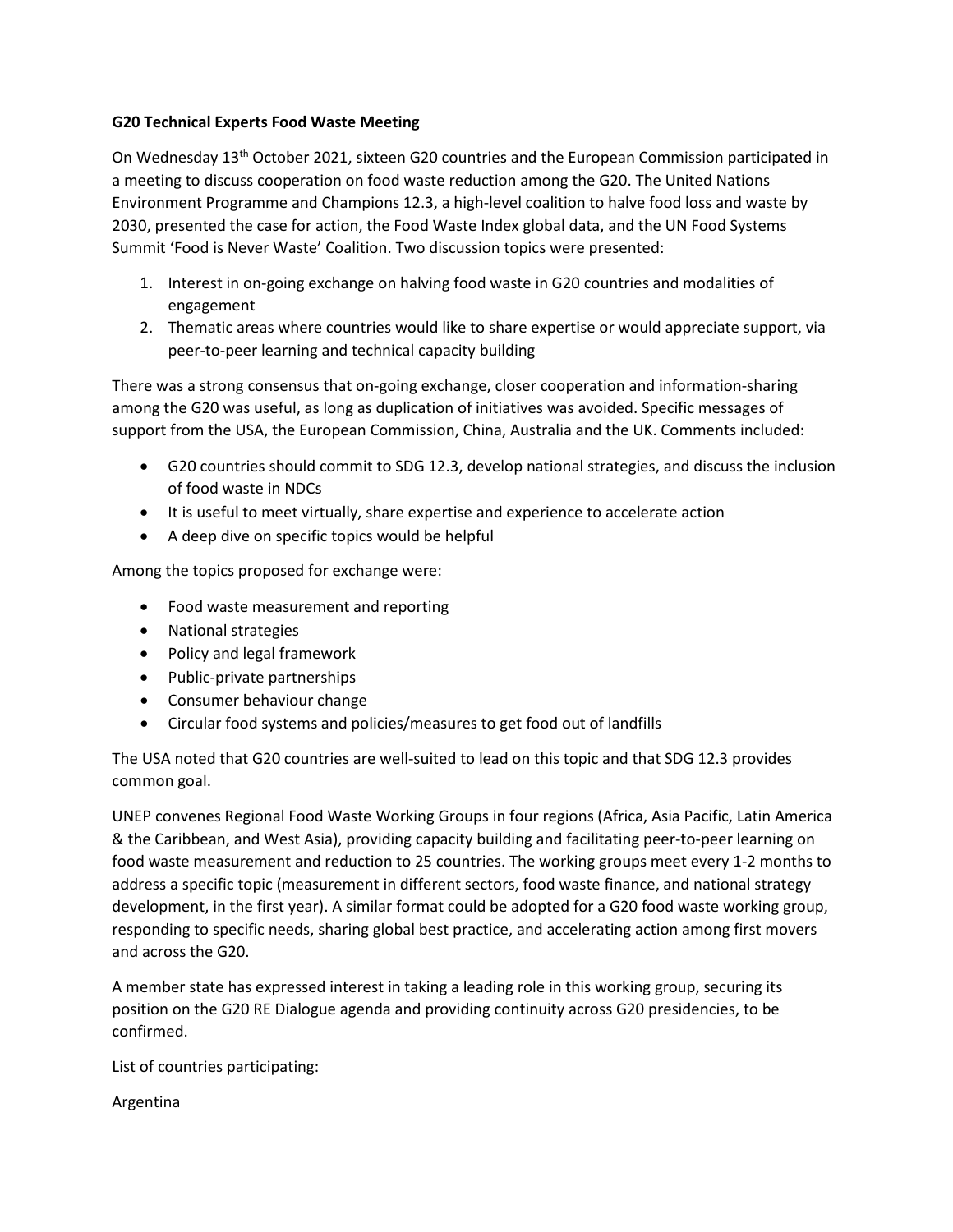**G20 Technical Experts Food Waste Meeting**

On Wednesday 13th October 2021, sixteen G20 countries and the European Commission participated in a meeting to discuss cooperation on food waste reduction among the G20. The United Nations Environment Programme and Champions 12.3, a high-level coalition to halve food loss and waste by 2030, presented the case for action, the Food Waste Index global data, and the UN Food Systems Summit 'Food is Never Waste' Coalition. Two discussion topics were presented:

1. Interest in on-going exchange on halving food waste in G20 countries and modalities of engagement
2. Thematic areas where countries would like to share expertise or would appreciate support, via peer-to-peer learning and technical capacity building

There was a strong consensus that on-going exchange, closer cooperation and information-sharing among the G20 was useful, as long as duplication of initiatives was avoided. Specific messages of support from the USA, the European Commission, China, Australia and the UK. Comments included:

- G20 countries should commit to SDG 12.3, develop national strategies, and discuss the inclusion of food waste in NDCs
- It is useful to meet virtually, share expertise and experience to accelerate action
- A deep dive on specific topics would be helpful

Among the topics proposed for exchange were:

- Food waste measurement and reporting
- National strategies
- Policy and legal framework
- Public-private partnerships
- Consumer behaviour change
- Circular food systems and policies/measures to get food out of landfills

The USA noted that G20 countries are well-suited to lead on this topic and that SDG 12.3 provides common goal.

UNEP convenes Regional Food Waste Working Groups in four regions (Africa, Asia Pacific, Latin America & the Caribbean, and West Asia), providing capacity building and facilitating peer-to-peer learning on food waste measurement and reduction to 25 countries. The working groups meet every 1-2 months to address a specific topic (measurement in different sectors, food waste finance, and national strategy development, in the first year). A similar format could be adopted for a G20 food waste working group, responding to specific needs, sharing global best practice, and accelerating action among first movers and across the G20.

A member state has expressed interest in taking a leading role in this working group, securing its position on the G20 RE Dialogue agenda and providing continuity across G20 presidencies, to be confirmed.

List of countries participating:

Argentina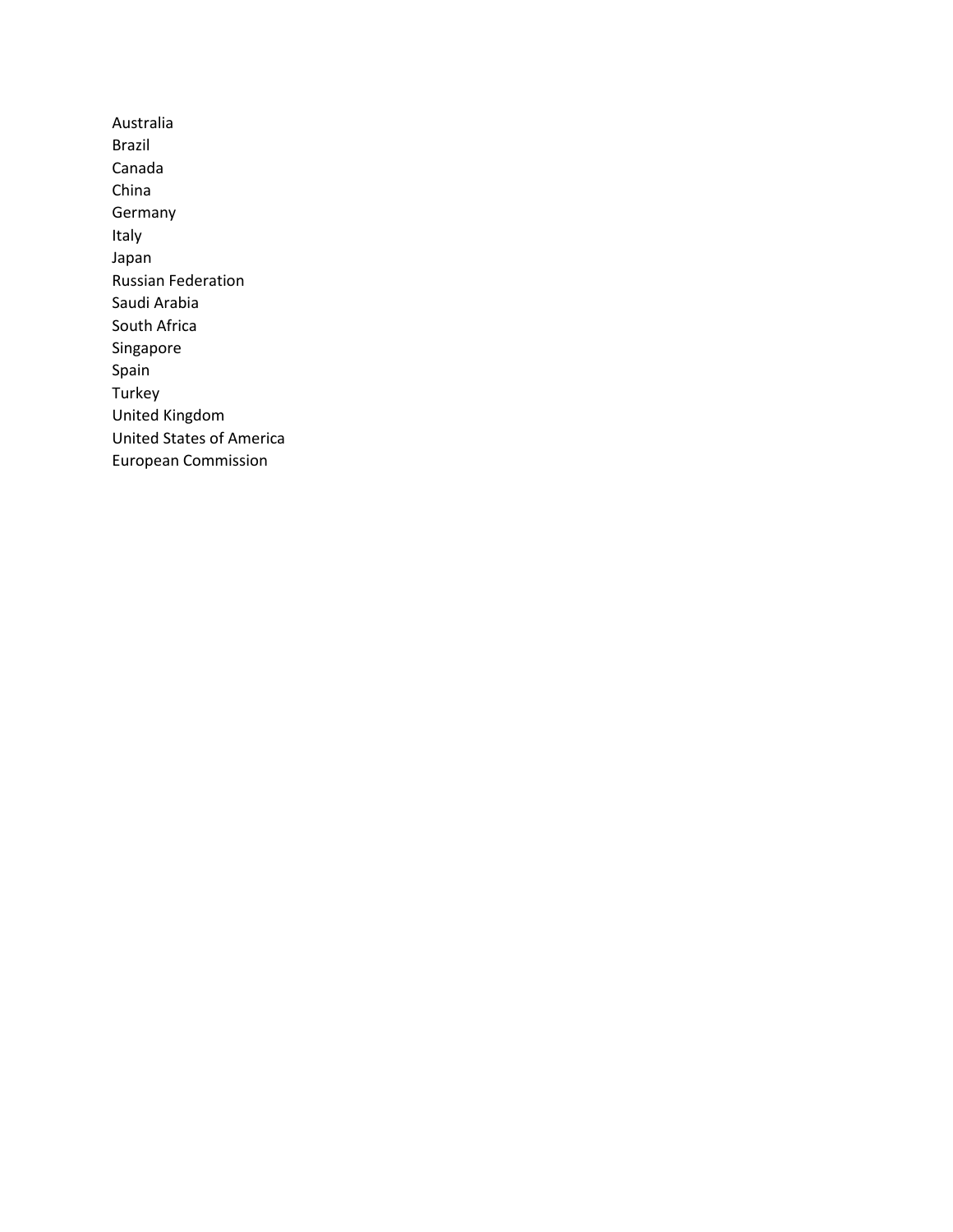Australia
Brazil
Canada
China
Germany
Italy
Japan
Russian Federation
Saudi Arabia
South Africa
Singapore
Spain
Turkey
United Kingdom
United States of America
European Commission